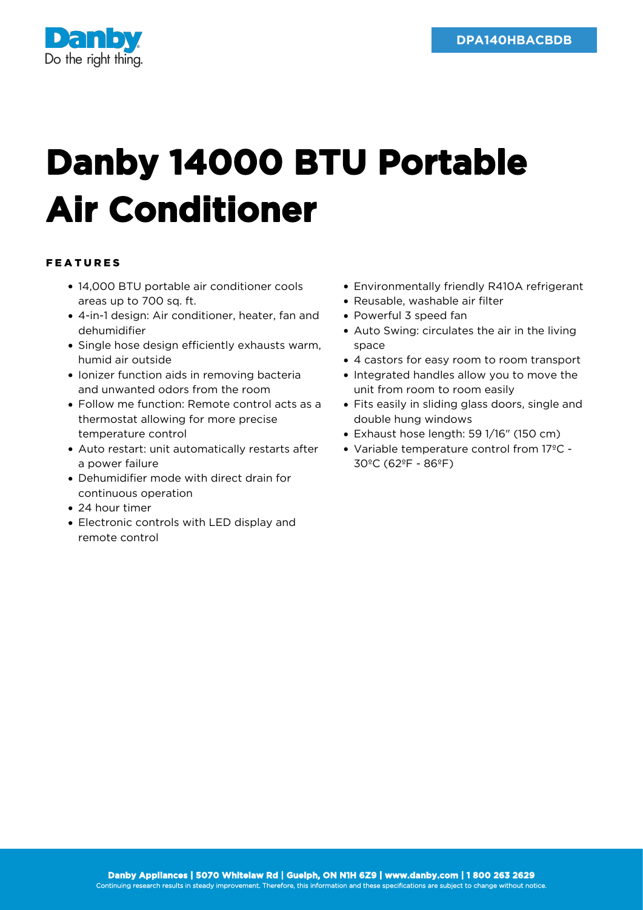Danby
Do the right thing.

**DPA140HBACBDB**

# Danby 14000 BTU Portable Air Conditioner

## FEATURES

- 14,000 BTU portable air conditioner cools areas up to 700 sq. ft.
- 4-in-1 design: Air conditioner, heater, fan and dehumidifier
- Single hose design efficiently exhausts warm, humid air outside
- Ionizer function aids in removing bacteria and unwanted odors from the room
- Follow me function: Remote control acts as a thermostat allowing for more precise temperature control
- Auto restart: unit automatically restarts after a power failure
- Dehumidifier mode with direct drain for continuous operation
- 24 hour timer
- Electronic controls with LED display and remote control
- Environmentally friendly R410A refrigerant
- Reusable, washable air filter
- Powerful 3 speed fan
- Auto Swing: circulates the air in the living space
- 4 castors for easy room to room transport
- Integrated handles allow you to move the unit from room to room easily
- Fits easily in sliding glass doors, single and double hung windows
- Exhaust hose length: 59 1/16" (150 cm)
- Variable temperature control from 17ºC - 30ºC (62ºF - 86ºF)

**Danby Appliances | 5070 Whitelaw Rd | Guelph, ON N1H 6Z9 | www.danby.com | 1 800 263 2629**
Continuing research results in steady improvement. Therefore, this information and these specifications are subject to change without notice.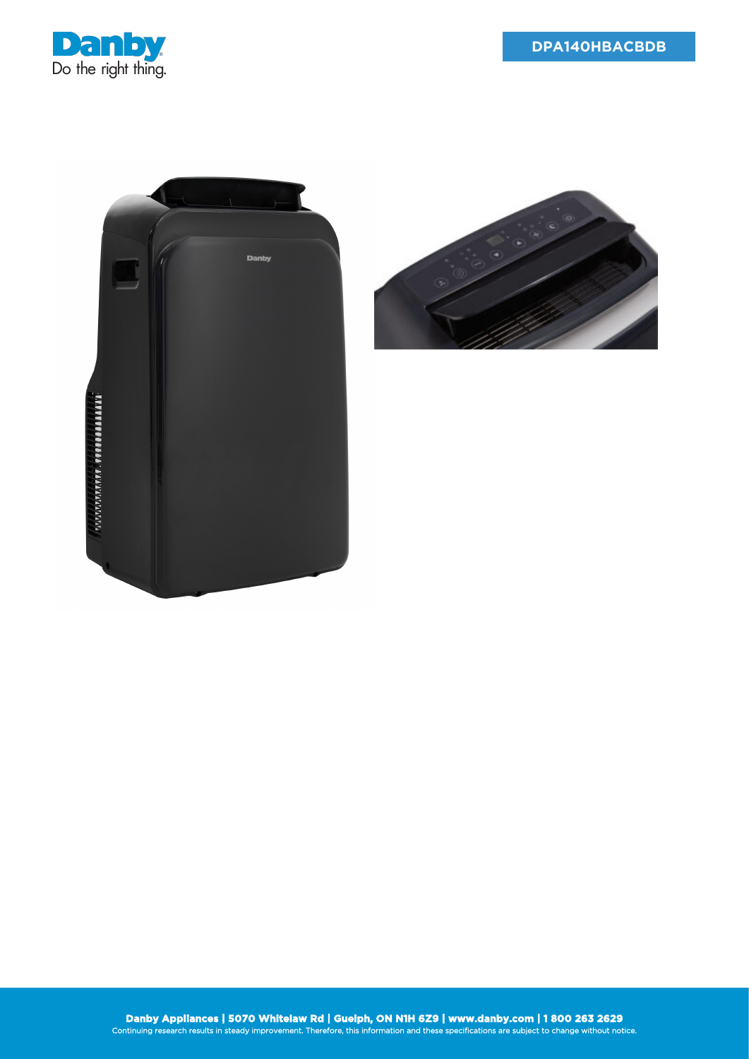**DPA140HBACBDB**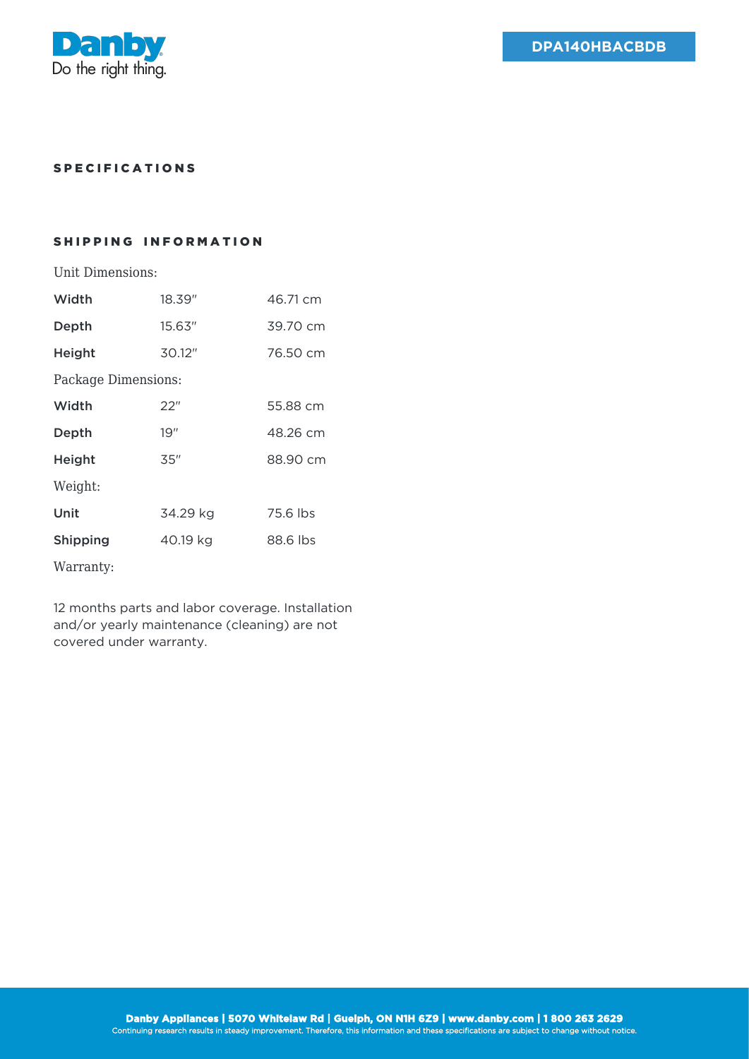## SPECIFICATIONS

### SHIPPING INFORMATION

Unit Dimensions:

| | | |
|---|---|---|
| **Width** | 18.39" | 46.71 cm |
| **Depth** | 15.63" | 39.70 cm |
| **Height** | 30.12" | 76.50 cm |

Package Dimensions:

| | | |
|---|---|---|
| **Width** | 22" | 55.88 cm |
| **Depth** | 19" | 48.26 cm |
| **Height** | 35" | 88.90 cm |

Weight:

| | | |
|---|---|---|
| **Unit** | 34.29 kg | 75.6 lbs |
| **Shipping** | 40.19 kg | 88.6 lbs |

Warranty:

12 months parts and labor coverage. Installation and/or yearly maintenance (cleaning) are not covered under warranty.

**Danby Appliances | 5070 Whitelaw Rd | Guelph, ON N1H 6Z9 | www.danby.com | 1 800 263 2629**

Continuing research results in steady improvement. Therefore, this information and these specifications are subject to change without notice.